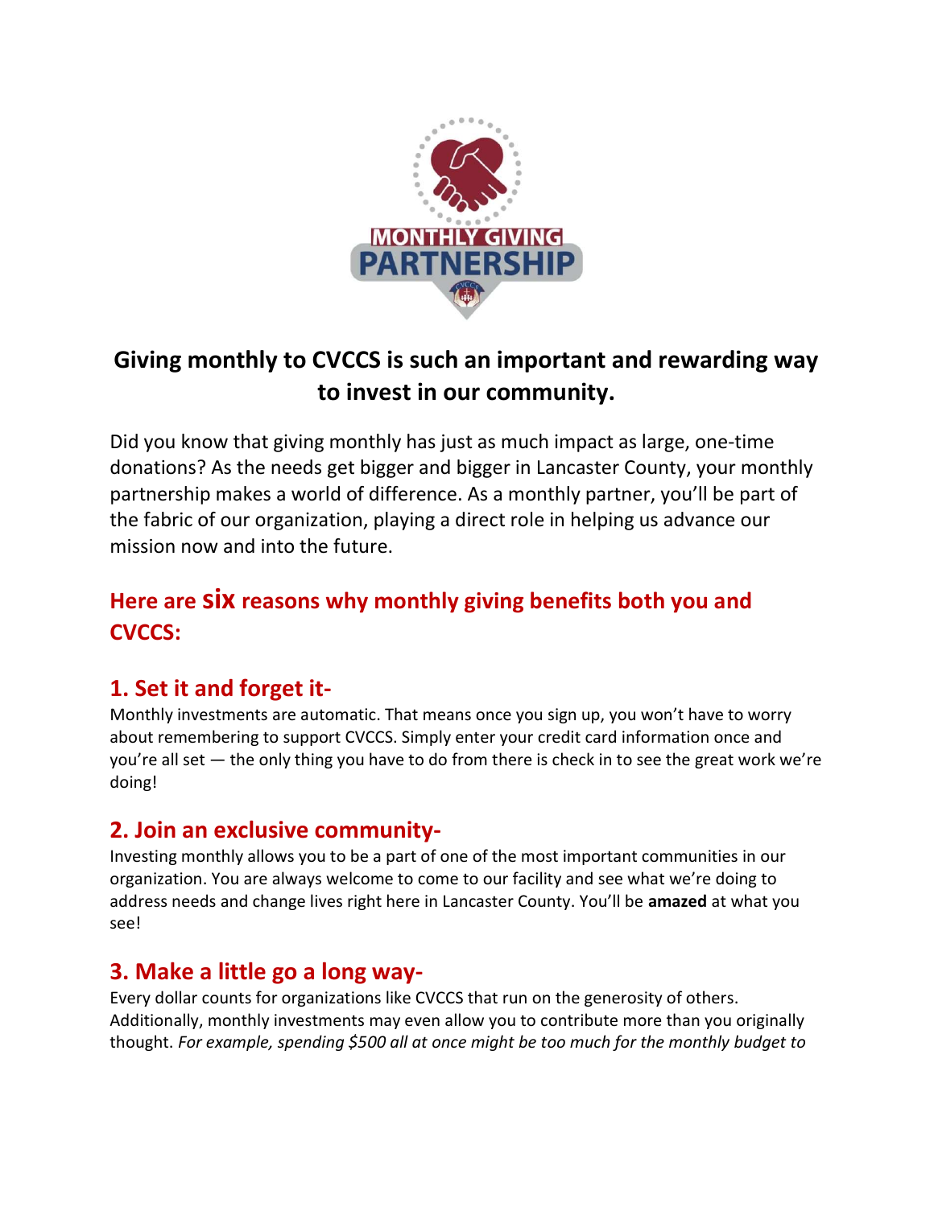MONTHLY GIVING PARTNERSHIP

## Giving monthly to CVCCS is such an important and rewarding way to invest in our community.

Did you know that giving monthly has just as much impact as large, one-time donations? As the needs get bigger and bigger in Lancaster County, your monthly partnership makes a world of difference. As a monthly partner, you'll be part of the fabric of our organization, playing a direct role in helping us advance our mission now and into the future.

## Here are six reasons why monthly giving benefits both you and CVCCS:

### 1. Set it and forget it-

Monthly investments are automatic. That means once you sign up, you won't have to worry about remembering to support CVCCS. Simply enter your credit card information once and you're all set — the only thing you have to do from there is check in to see the great work we're doing!

### 2. Join an exclusive community-

Investing monthly allows you to be a part of one of the most important communities in our organization. You are always welcome to come to our facility and see what we're doing to address needs and change lives right here in Lancaster County. You'll be **amazed** at what you see!

### 3. Make a little go a long way-

Every dollar counts for organizations like CVCCS that run on the generosity of others. Additionally, monthly investments may even allow you to contribute more than you originally thought. *For example, spending $500 all at once might be too much for the monthly budget to*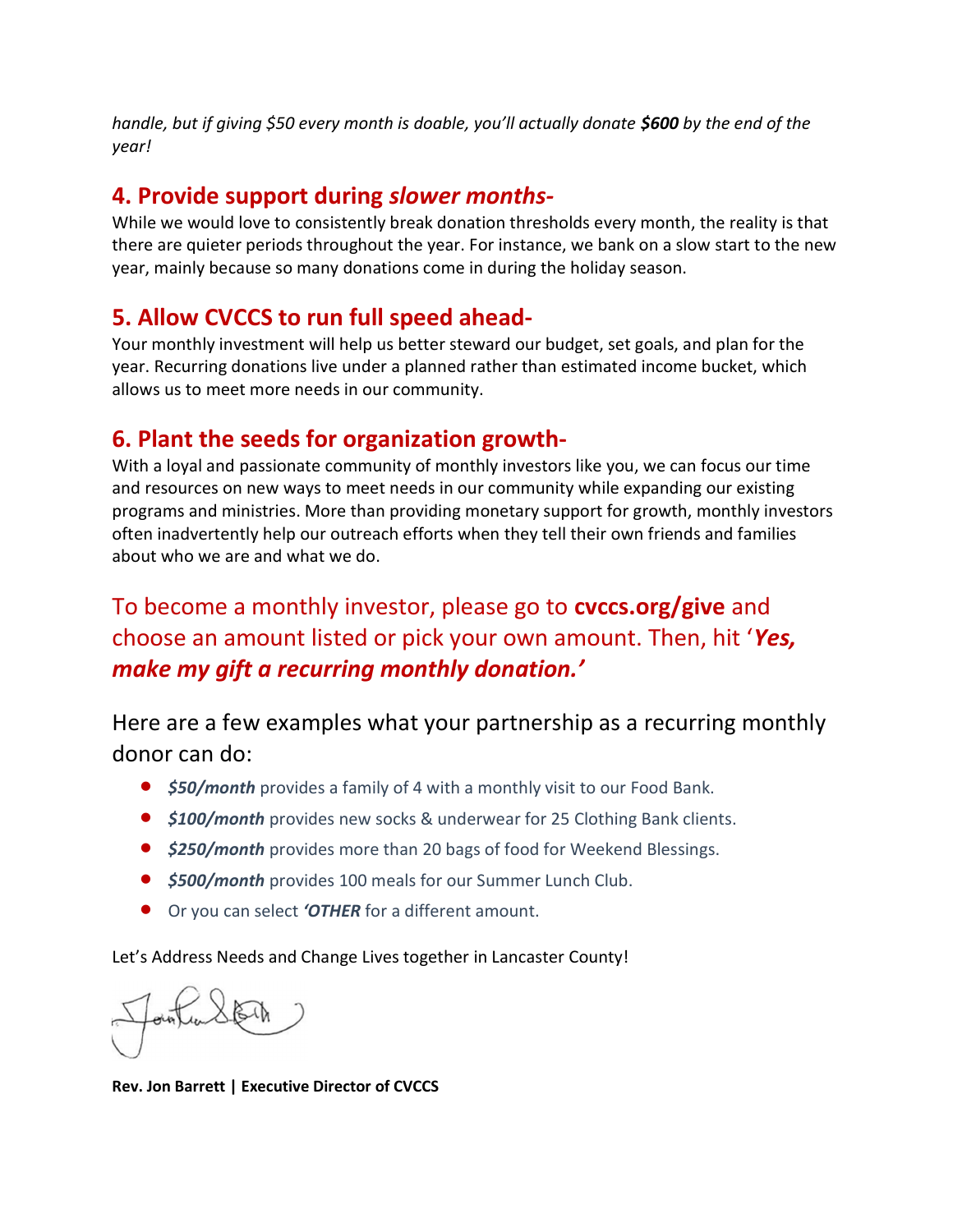*handle, but if giving $50 every month is doable, you'll actually donate **$600** by the end of the year!*

## 4. Provide support during *slower months-*

While we would love to consistently break donation thresholds every month, the reality is that there are quieter periods throughout the year. For instance, we bank on a slow start to the new year, mainly because so many donations come in during the holiday season.

## 5. Allow CVCCS to run full speed ahead-

Your monthly investment will help us better steward our budget, set goals, and plan for the year. Recurring donations live under a planned rather than estimated income bucket, which allows us to meet more needs in our community.

## 6. Plant the seeds for organization growth-

With a loyal and passionate community of monthly investors like you, we can focus our time and resources on new ways to meet needs in our community while expanding our existing programs and ministries. More than providing monetary support for growth, monthly investors often inadvertently help our outreach efforts when they tell their own friends and families about who we are and what we do.

To become a monthly investor, please go to **cvccs.org/give** and choose an amount listed or pick your own amount. Then, hit '***Yes, make my gift a recurring monthly donation.'***

Here are a few examples what your partnership as a recurring monthly donor can do:

- ***$50/month*** provides a family of 4 with a monthly visit to our Food Bank.
- ***$100/month*** provides new socks & underwear for 25 Clothing Bank clients.
- ***$250/month*** provides more than 20 bags of food for Weekend Blessings.
- ***$500/month*** provides 100 meals for our Summer Lunch Club.
- Or you can select ***'OTHER*** for a different amount.

Let's Address Needs and Change Lives together in Lancaster County!

**Rev. Jon Barrett | Executive Director of CVCCS**